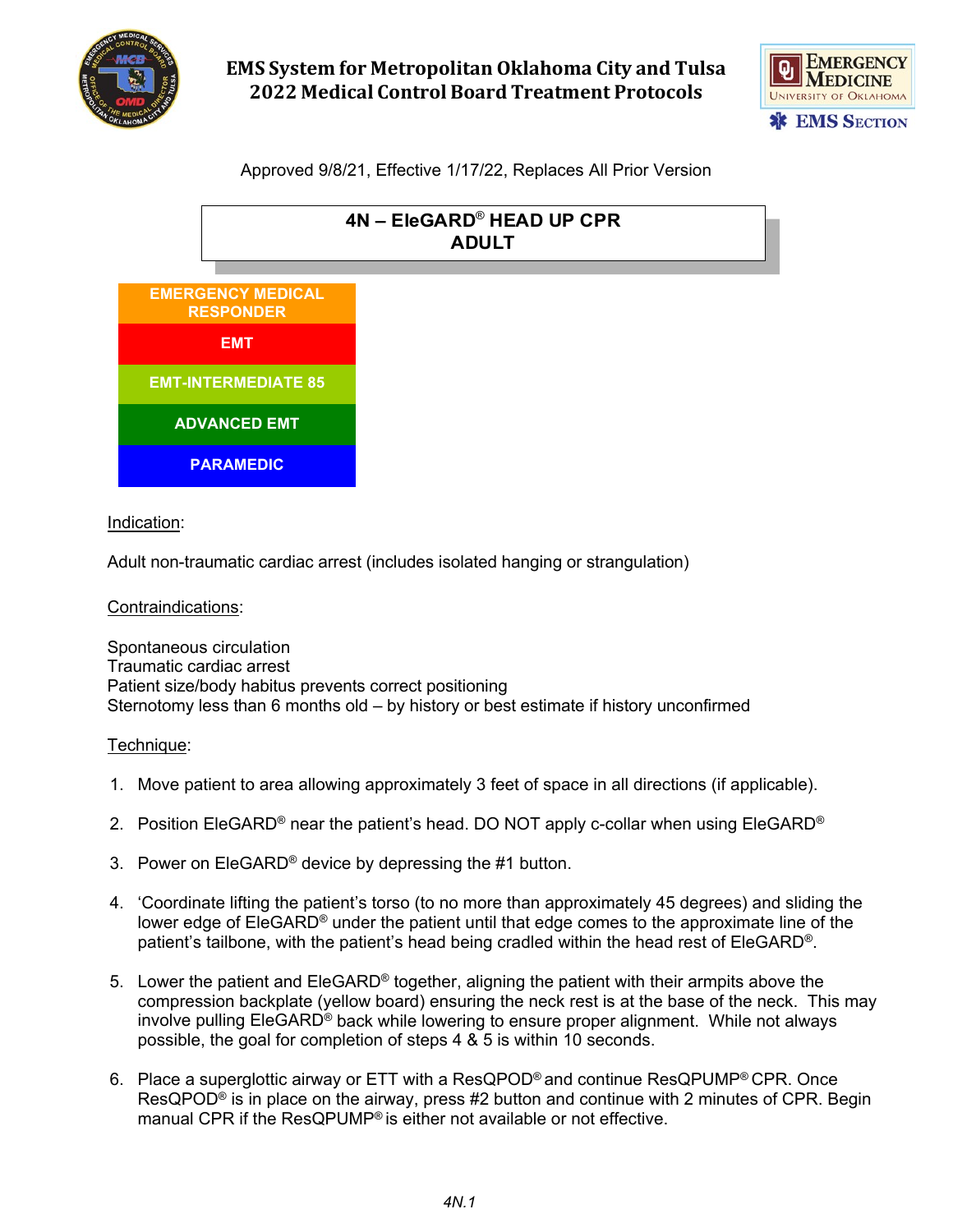# EMS System for Metropolitan Oklahoma City and Tulsa
# 2022 Medical Control Board Treatment Protocols

Approved 9/8/21, Effective 1/17/22, Replaces All Prior Version

## 4N – EleGARD® HEAD UP CPR ADULT

**EMERGENCY MEDICAL RESPONDER**

**EMT**

**EMT-INTERMEDIATE 85**

**ADVANCED EMT**

**PARAMEDIC**

Indication:

Adult non-traumatic cardiac arrest (includes isolated hanging or strangulation)

Contraindications:

Spontaneous circulation
Traumatic cardiac arrest
Patient size/body habitus prevents correct positioning
Sternotomy less than 6 months old – by history or best estimate if history unconfirmed

Technique:

1. Move patient to area allowing approximately 3 feet of space in all directions (if applicable).

2. Position EleGARD® near the patient's head. DO NOT apply c-collar when using EleGARD®

3. Power on EleGARD® device by depressing the #1 button.

4. 'Coordinate lifting the patient's torso (to no more than approximately 45 degrees) and sliding the lower edge of EleGARD® under the patient until that edge comes to the approximate line of the patient's tailbone, with the patient's head being cradled within the head rest of EleGARD®.

5. Lower the patient and EleGARD® together, aligning the patient with their armpits above the compression backplate (yellow board) ensuring the neck rest is at the base of the neck. This may involve pulling EleGARD® back while lowering to ensure proper alignment. While not always possible, the goal for completion of steps 4 & 5 is within 10 seconds.

6. Place a superglottic airway or ETT with a ResQPOD® and continue ResQPUMP® CPR. Once ResQPOD® is in place on the airway, press #2 button and continue with 2 minutes of CPR. Begin manual CPR if the ResQPUMP® is either not available or not effective.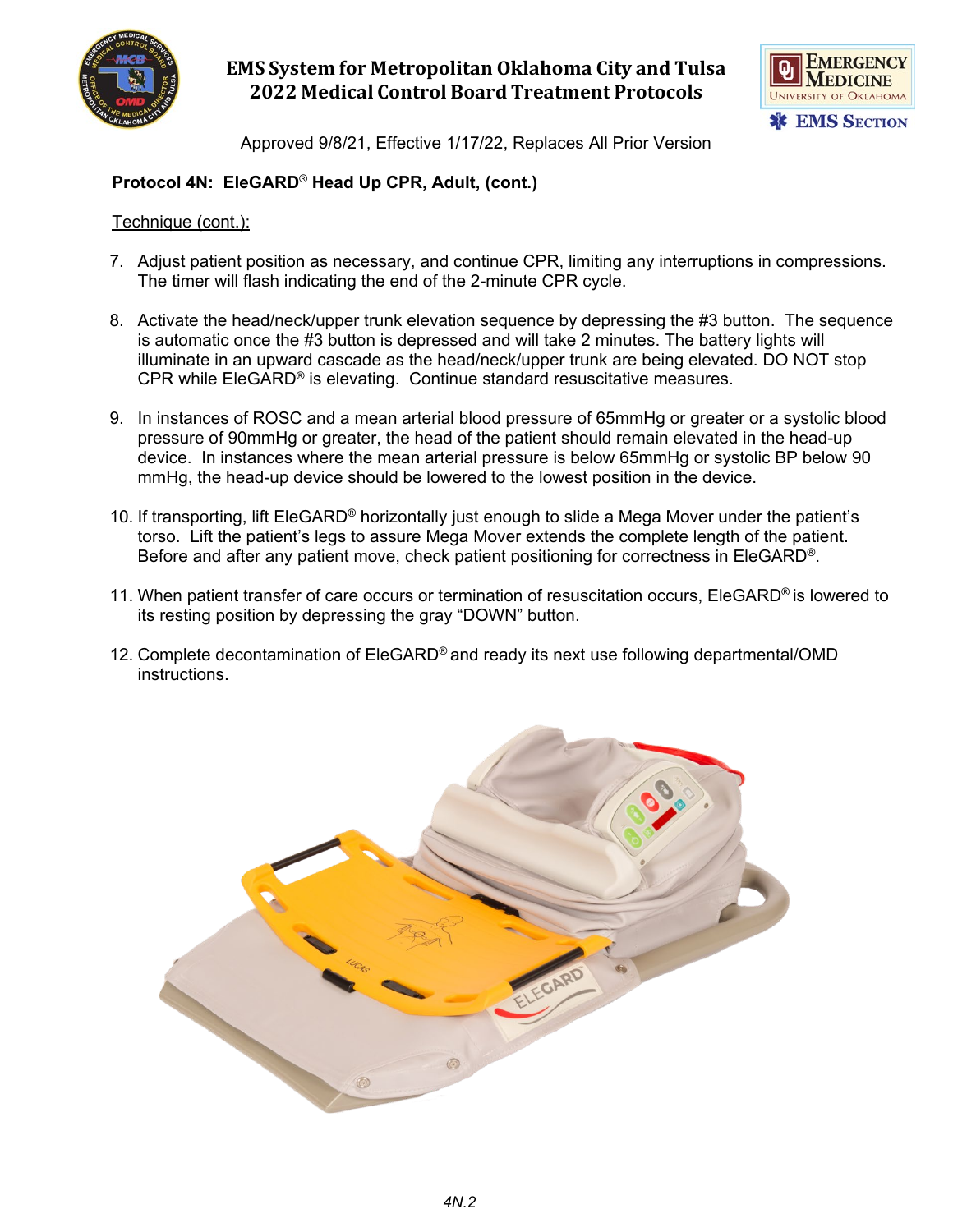### Protocol 4N: EleGARD® Head Up CPR, Adult, (cont.)

Technique (cont.):

7. Adjust patient position as necessary, and continue CPR, limiting any interruptions in compressions. The timer will flash indicating the end of the 2-minute CPR cycle.

8. Activate the head/neck/upper trunk elevation sequence by depressing the #3 button. The sequence is automatic once the #3 button is depressed and will take 2 minutes. The battery lights will illuminate in an upward cascade as the head/neck/upper trunk are being elevated. DO NOT stop CPR while EleGARD® is elevating. Continue standard resuscitative measures.

9. In instances of ROSC and a mean arterial blood pressure of 65mmHg or greater or a systolic blood pressure of 90mmHg or greater, the head of the patient should remain elevated in the head-up device. In instances where the mean arterial pressure is below 65mmHg or systolic BP below 90 mmHg, the head-up device should be lowered to the lowest position in the device.

10. If transporting, lift EleGARD® horizontally just enough to slide a Mega Mover under the patient's torso. Lift the patient's legs to assure Mega Mover extends the complete length of the patient. Before and after any patient move, check patient positioning for correctness in EleGARD®.

11. When patient transfer of care occurs or termination of resuscitation occurs, EleGARD® is lowered to its resting position by depressing the gray "DOWN" button.

12. Complete decontamination of EleGARD® and ready its next use following departmental/OMD instructions.